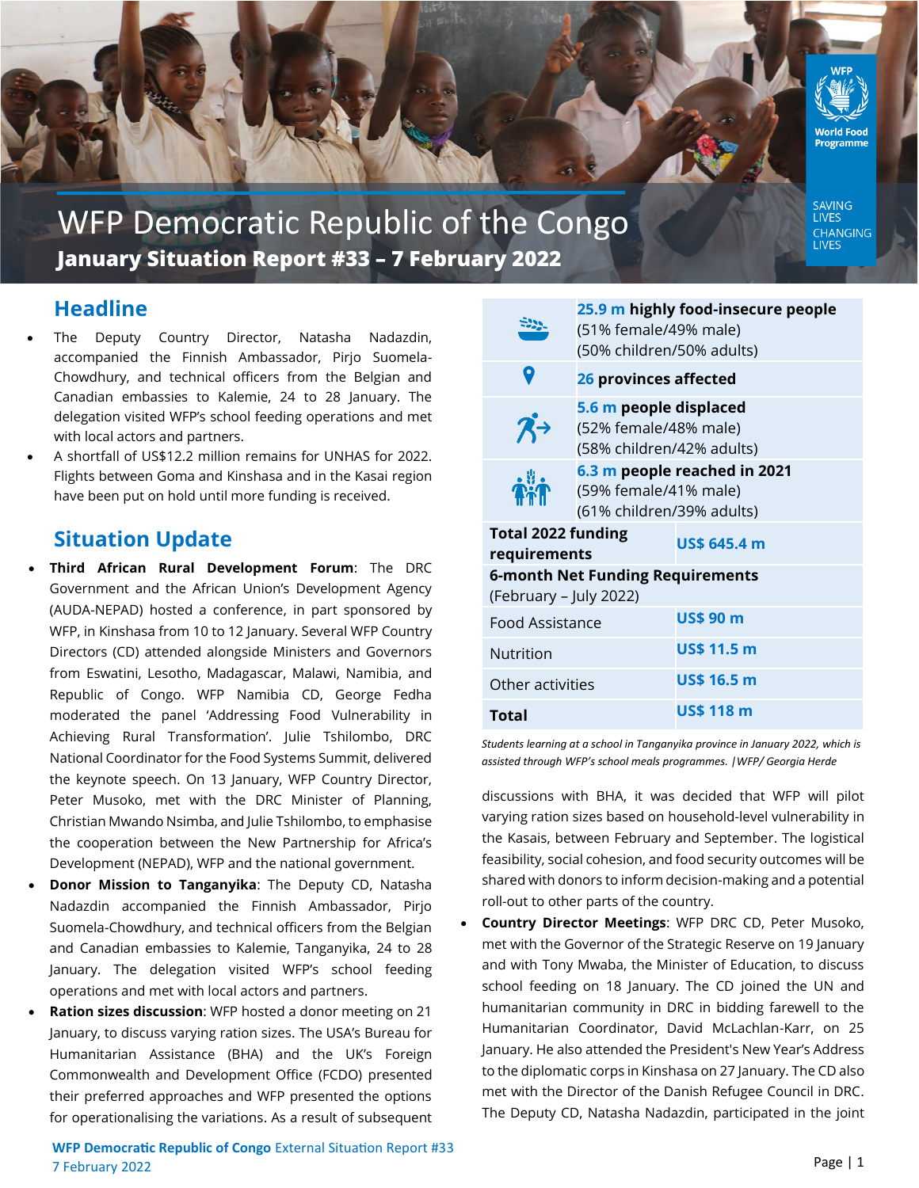# WFP Democratic Republic of the Congo

## January Situation Report #33 – 7 February 2022

| | |
|---|---|
| | **25.9 m highly food-insecure people** (51% female/49% male) (50% children/50% adults) |
| | **26 provinces affected** |
| | **5.6 m people displaced** (52% female/48% male) (58% children/42% adults) |
| | **6.3 m people reached in 2021** (59% female/41% male) (61% children/39% adults) |

| **Total 2022 funding requirements** | **US$ 645.4 m** |
|---|---|
| **6-month Net Funding Requirements** (February – July 2022) | |
| Food Assistance | **US$ 90 m** |
| Nutrition | **US$ 11.5 m** |
| Other activities | **US$ 16.5 m** |
| **Total** | **US$ 118 m** |

*Students learning at a school in Tanganyika province in January 2022, which is assisted through WFP's school meals programmes. |WFP/ Georgia Herde*

## Headline

- The Deputy Country Director, Natasha Nadazdin, accompanied the Finnish Ambassador, Pirjo Suomela-Chowdhury, and technical officers from the Belgian and Canadian embassies to Kalemie, 24 to 28 January. The delegation visited WFP's school feeding operations and met with local actors and partners.
- A shortfall of US$12.2 million remains for UNHAS for 2022. Flights between Goma and Kinshasa and in the Kasai region have been put on hold until more funding is received.

## Situation Update

- **Third African Rural Development Forum**: The DRC Government and the African Union's Development Agency (AUDA-NEPAD) hosted a conference, in part sponsored by WFP, in Kinshasa from 10 to 12 January. Several WFP Country Directors (CD) attended alongside Ministers and Governors from Eswatini, Lesotho, Madagascar, Malawi, Namibia, and Republic of Congo. WFP Namibia CD, George Fedha moderated the panel 'Addressing Food Vulnerability in Achieving Rural Transformation'. Julie Tshilombo, DRC National Coordinator for the Food Systems Summit, delivered the keynote speech. On 13 January, WFP Country Director, Peter Musoko, met with the DRC Minister of Planning, Christian Mwando Nsimba, and Julie Tshilombo, to emphasise the cooperation between the New Partnership for Africa's Development (NEPAD), WFP and the national government.
- **Donor Mission to Tanganyika**: The Deputy CD, Natasha Nadazdin accompanied the Finnish Ambassador, Pirjo Suomela-Chowdhury, and technical officers from the Belgian and Canadian embassies to Kalemie, Tanganyika, 24 to 28 January. The delegation visited WFP's school feeding operations and met with local actors and partners.
- **Ration sizes discussion**: WFP hosted a donor meeting on 21 January, to discuss varying ration sizes. The USA's Bureau for Humanitarian Assistance (BHA) and the UK's Foreign Commonwealth and Development Office (FCDO) presented their preferred approaches and WFP presented the options for operationalising the variations. As a result of subsequent discussions with BHA, it was decided that WFP will pilot varying ration sizes based on household-level vulnerability in the Kasais, between February and September. The logistical feasibility, social cohesion, and food security outcomes will be shared with donors to inform decision-making and a potential roll-out to other parts of the country.
- **Country Director Meetings**: WFP DRC CD, Peter Musoko, met with the Governor of the Strategic Reserve on 19 January and with Tony Mwaba, the Minister of Education, to discuss school feeding on 18 January. The CD joined the UN and humanitarian community in DRC in bidding farewell to the Humanitarian Coordinator, David McLachlan-Karr, on 25 January. He also attended the President's New Year's Address to the diplomatic corps in Kinshasa on 27 January. The CD also met with the Director of the Danish Refugee Council in DRC. The Deputy CD, Natasha Nadazdin, participated in the joint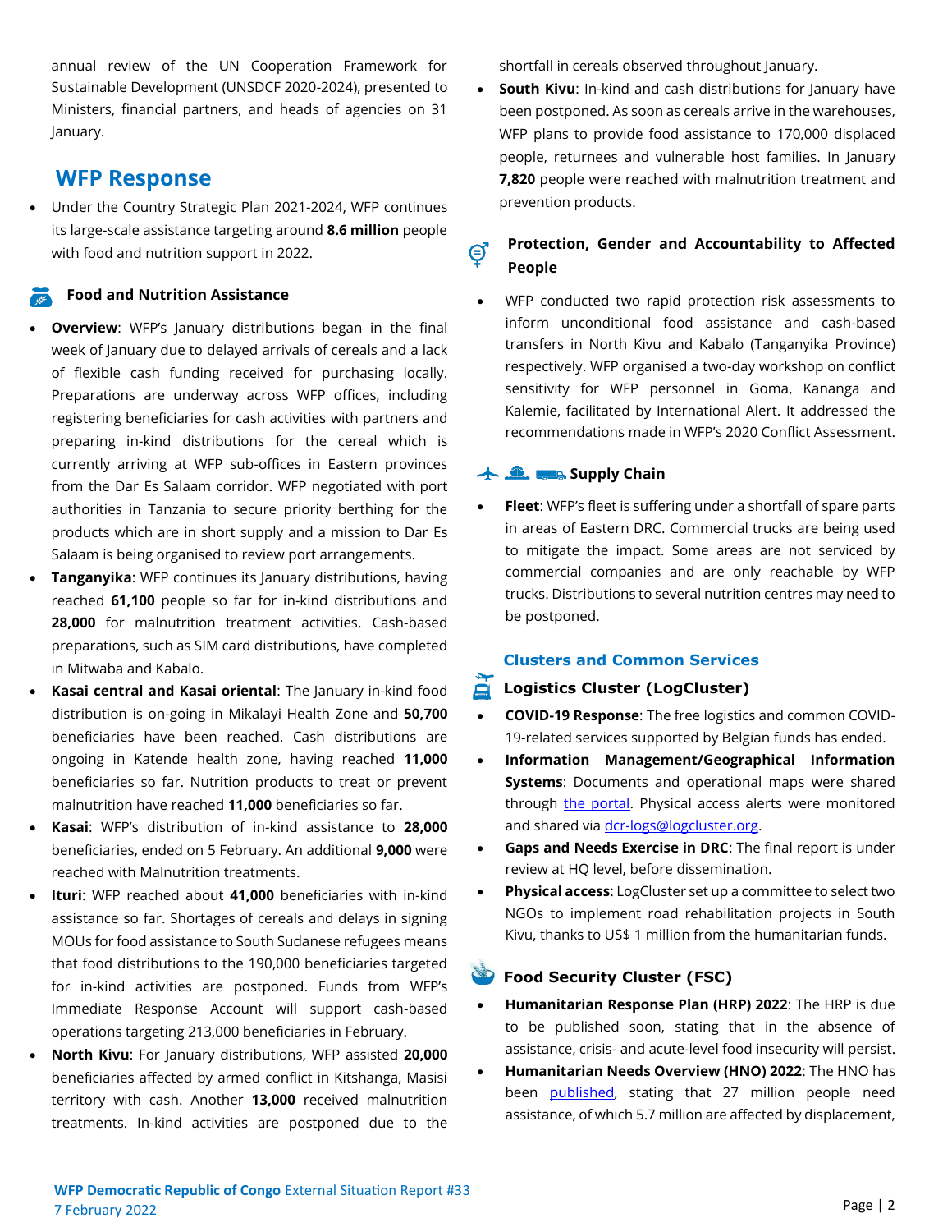annual review of the UN Cooperation Framework for Sustainable Development (UNSDCF 2020-2024), presented to Ministers, financial partners, and heads of agencies on 31 January.

## WFP Response

- Under the Country Strategic Plan 2021-2024, WFP continues its large-scale assistance targeting around **8.6 million** people with food and nutrition support in 2022.

### Food and Nutrition Assistance

- **Overview**: WFP's January distributions began in the final week of January due to delayed arrivals of cereals and a lack of flexible cash funding received for purchasing locally. Preparations are underway across WFP offices, including registering beneficiaries for cash activities with partners and preparing in-kind distributions for the cereal which is currently arriving at WFP sub-offices in Eastern provinces from the Dar Es Salaam corridor. WFP negotiated with port authorities in Tanzania to secure priority berthing for the products which are in short supply and a mission to Dar Es Salaam is being organised to review port arrangements.
- **Tanganyika**: WFP continues its January distributions, having reached **61,100** people so far for in-kind distributions and **28,000** for malnutrition treatment activities. Cash-based preparations, such as SIM card distributions, have completed in Mitwaba and Kabalo.
- **Kasai central and Kasai oriental**: The January in-kind food distribution is on-going in Mikalayi Health Zone and **50,700** beneficiaries have been reached. Cash distributions are ongoing in Katende health zone, having reached **11,000** beneficiaries so far. Nutrition products to treat or prevent malnutrition have reached **11,000** beneficiaries so far.
- **Kasai**: WFP's distribution of in-kind assistance to **28,000** beneficiaries, ended on 5 February. An additional **9,000** were reached with Malnutrition treatments.
- **Ituri**: WFP reached about **41,000** beneficiaries with in-kind assistance so far. Shortages of cereals and delays in signing MOUs for food assistance to South Sudanese refugees means that food distributions to the 190,000 beneficiaries targeted for in-kind activities are postponed. Funds from WFP's Immediate Response Account will support cash-based operations targeting 213,000 beneficiaries in February.
- **North Kivu**: For January distributions, WFP assisted **20,000** beneficiaries affected by armed conflict in Kitshanga, Masisi territory with cash. Another **13,000** received malnutrition treatments. In-kind activities are postponed due to the shortfall in cereals observed throughout January.
- **South Kivu**: In-kind and cash distributions for January have been postponed. As soon as cereals arrive in the warehouses, WFP plans to provide food assistance to 170,000 displaced people, returnees and vulnerable host families. In January **7,820** people were reached with malnutrition treatment and prevention products.

### Protection, Gender and Accountability to Affected People

- WFP conducted two rapid protection risk assessments to inform unconditional food assistance and cash-based transfers in North Kivu and Kabalo (Tanganyika Province) respectively. WFP organised a two-day workshop on conflict sensitivity for WFP personnel in Goma, Kananga and Kalemie, facilitated by International Alert. It addressed the recommendations made in WFP's 2020 Conflict Assessment.

### Supply Chain

- **Fleet**: WFP's fleet is suffering under a shortfall of spare parts in areas of Eastern DRC. Commercial trucks are being used to mitigate the impact. Some areas are not serviced by commercial companies and are only reachable by WFP trucks. Distributions to several nutrition centres may need to be postponed.

## Clusters and Common Services

### Logistics Cluster (LogCluster)

- **COVID-19 Response**: The free logistics and common COVID-19-related services supported by Belgian funds has ended.
- **Information Management/Geographical Information Systems**: Documents and operational maps were shared through [the portal](). Physical access alerts were monitored and shared via [dcr-logs@logcluster.org]().
- **Gaps and Needs Exercise in DRC**: The final report is under review at HQ level, before dissemination.
- **Physical access**: LogCluster set up a committee to select two NGOs to implement road rehabilitation projects in South Kivu, thanks to US$ 1 million from the humanitarian funds.

### Food Security Cluster (FSC)

- **Humanitarian Response Plan (HRP) 2022**: The HRP is due to be published soon, stating that in the absence of assistance, crisis- and acute-level food insecurity will persist.
- **Humanitarian Needs Overview (HNO) 2022**: The HNO has been [published](), stating that 27 million people need assistance, of which 5.7 million are affected by displacement,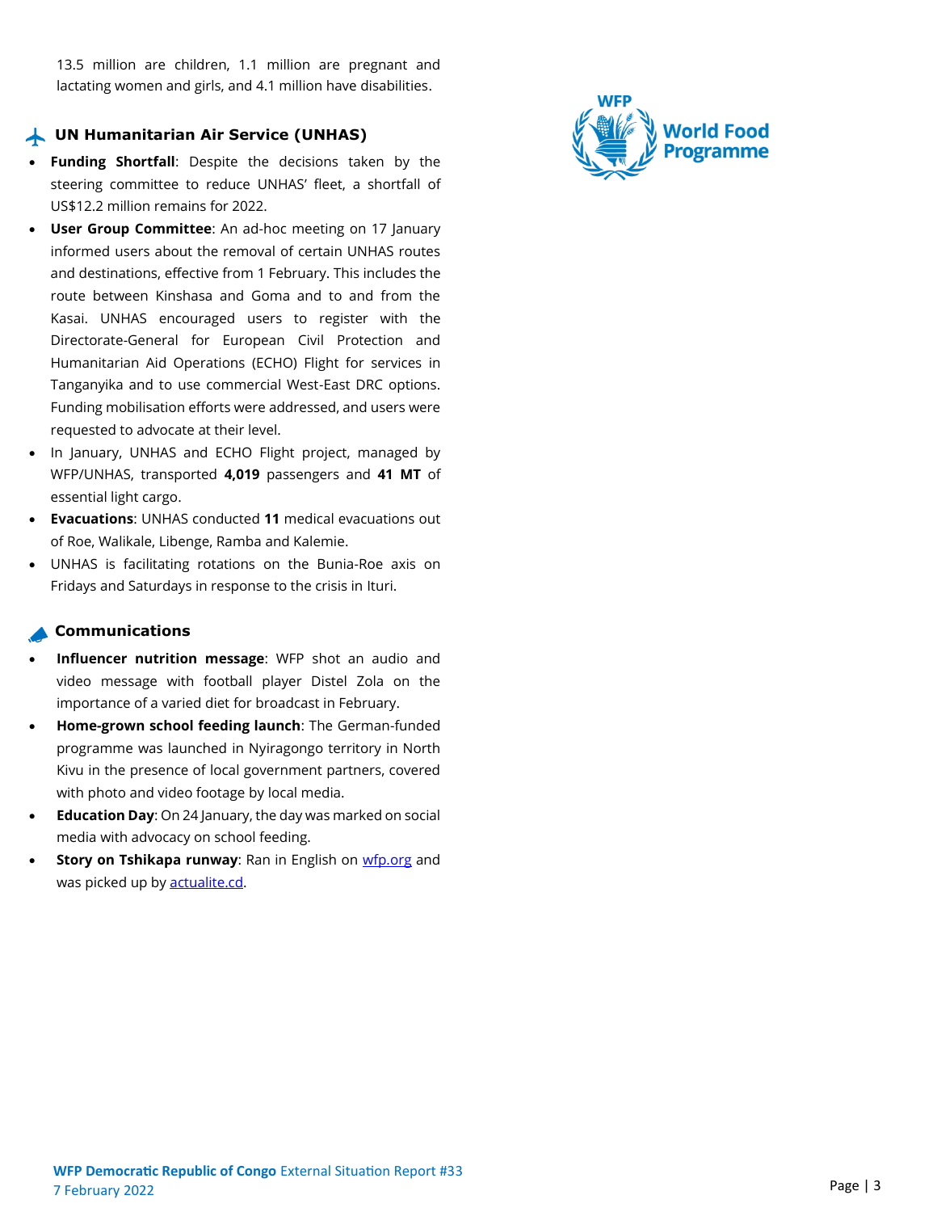13.5 million are children, 1.1 million are pregnant and lactating women and girls, and 4.1 million have disabilities.

## UN Humanitarian Air Service (UNHAS)

- **Funding Shortfall**: Despite the decisions taken by the steering committee to reduce UNHAS' fleet, a shortfall of US$12.2 million remains for 2022.
- **User Group Committee**: An ad-hoc meeting on 17 January informed users about the removal of certain UNHAS routes and destinations, effective from 1 February. This includes the route between Kinshasa and Goma and to and from the Kasai. UNHAS encouraged users to register with the Directorate-General for European Civil Protection and Humanitarian Aid Operations (ECHO) Flight for services in Tanganyika and to use commercial West-East DRC options. Funding mobilisation efforts were addressed, and users were requested to advocate at their level.
- In January, UNHAS and ECHO Flight project, managed by WFP/UNHAS, transported **4,019** passengers and **41 MT** of essential light cargo.
- **Evacuations**: UNHAS conducted **11** medical evacuations out of Roe, Walikale, Libenge, Ramba and Kalemie.
- UNHAS is facilitating rotations on the Bunia-Roe axis on Fridays and Saturdays in response to the crisis in Ituri.

## Communications

- **Influencer nutrition message**: WFP shot an audio and video message with football player Distel Zola on the importance of a varied diet for broadcast in February.
- **Home-grown school feeding launch**: The German-funded programme was launched in Nyiragongo territory in North Kivu in the presence of local government partners, covered with photo and video footage by local media.
- **Education Day**: On 24 January, the day was marked on social media with advocacy on school feeding.
- **Story on Tshikapa runway**: Ran in English on [wfp.org](wfp.org) and was picked up by [actualite.cd](actualite.cd).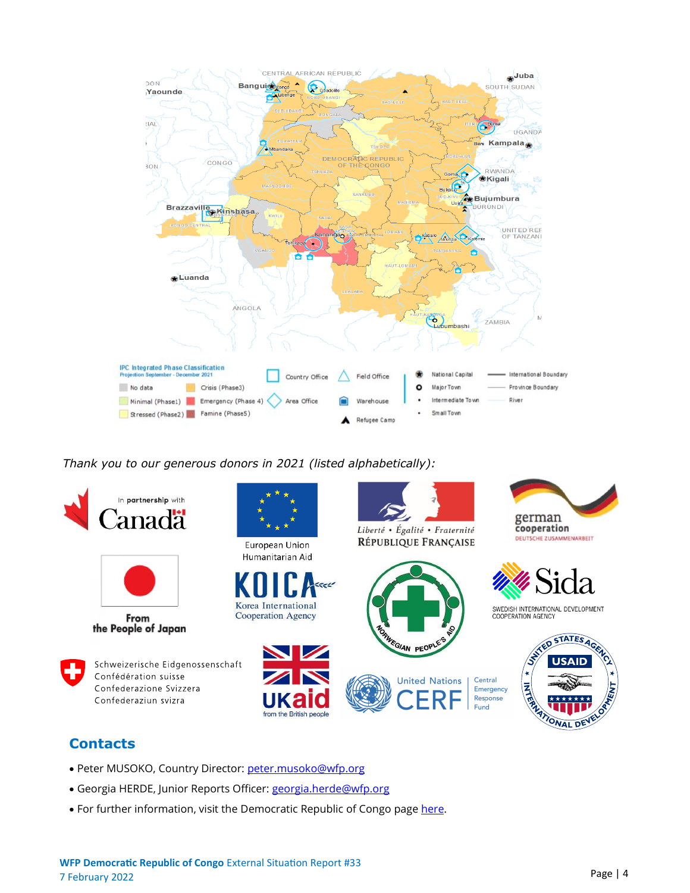*Thank you to our generous donors in 2021 (listed alphabetically):*

## Contacts

- Peter MUSOKO, Country Director: [peter.musoko@wfp.org](mailto:peter.musoko@wfp.org)
- Georgia HERDE, Junior Reports Officer: [georgia.herde@wfp.org](mailto:georgia.herde@wfp.org)
- For further information, visit the Democratic Republic of Congo page [here](#).